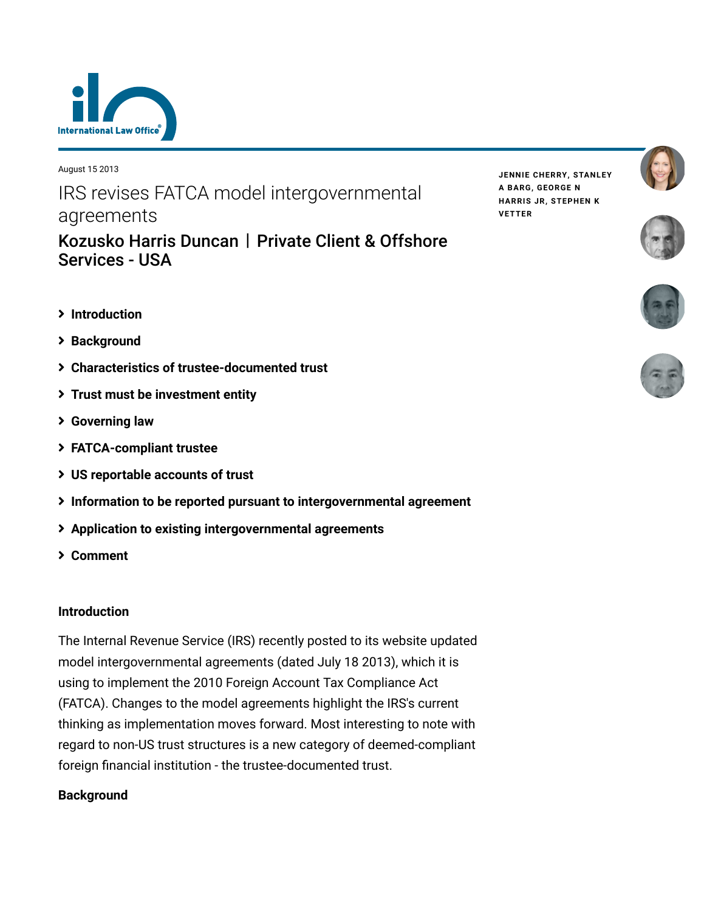August 15 2013

# IRS revises FATCA model intergovernmental agreements

## Kozusko Harris Duncan | Private Client & Offshore Services - USA

JENNIE CHERRY, STANLEY A BARG, GEORGE N HARRIS JR, STEPHEN K VETTER

- Introduction
- Background
- Characteristics of trustee-documented trust
- Trust must be investment entity
- Governing law
- FATCA-compliant trustee
- US reportable accounts of trust
- Information to be reported pursuant to intergovernmental agreement
- Application to existing intergovernmental agreements
- Comment

### Introduction

The Internal Revenue Service (IRS) recently posted to its website updated model intergovernmental agreements (dated July 18 2013), which it is using to implement the 2010 Foreign Account Tax Compliance Act (FATCA). Changes to the model agreements highlight the IRS's current thinking as implementation moves forward. Most interesting to note with regard to non-US trust structures is a new category of deemed-compliant foreign financial institution - the trustee-documented trust.

### Background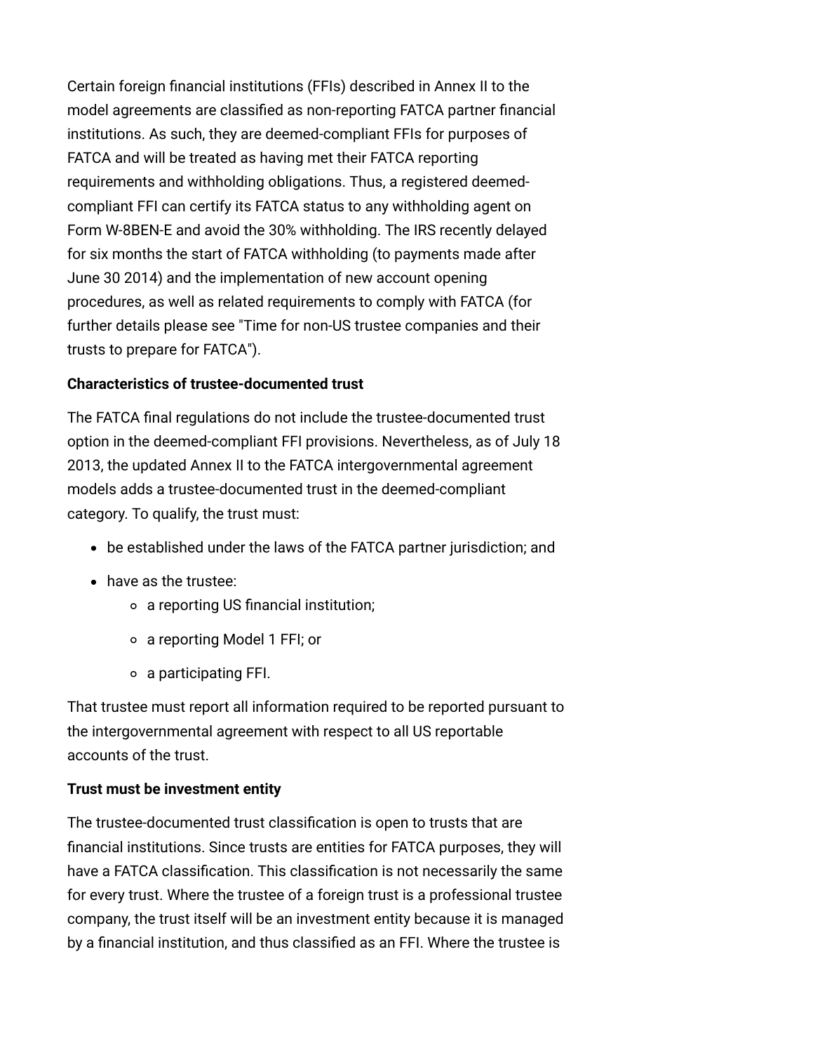Certain foreign financial institutions (FFIs) described in Annex II to the model agreements are classified as non-reporting FATCA partner financial institutions. As such, they are deemed-compliant FFIs for purposes of FATCA and will be treated as having met their FATCA reporting requirements and withholding obligations. Thus, a registered deemed-compliant FFI can certify its FATCA status to any withholding agent on Form W-8BEN-E and avoid the 30% withholding. The IRS recently delayed for six months the start of FATCA withholding (to payments made after June 30 2014) and the implementation of new account opening procedures, as well as related requirements to comply with FATCA (for further details please see "Time for non-US trustee companies and their trusts to prepare for FATCA").

**Characteristics of trustee-documented trust**

The FATCA final regulations do not include the trustee-documented trust option in the deemed-compliant FFI provisions. Nevertheless, as of July 18 2013, the updated Annex II to the FATCA intergovernmental agreement models adds a trustee-documented trust in the deemed-compliant category. To qualify, the trust must:

- be established under the laws of the FATCA partner jurisdiction; and
- have as the trustee:
  - a reporting US financial institution;
  - a reporting Model 1 FFI; or
  - a participating FFI.

That trustee must report all information required to be reported pursuant to the intergovernmental agreement with respect to all US reportable accounts of the trust.

**Trust must be investment entity**

The trustee-documented trust classification is open to trusts that are financial institutions. Since trusts are entities for FATCA purposes, they will have a FATCA classification. This classification is not necessarily the same for every trust. Where the trustee of a foreign trust is a professional trustee company, the trust itself will be an investment entity because it is managed by a financial institution, and thus classified as an FFI. Where the trustee is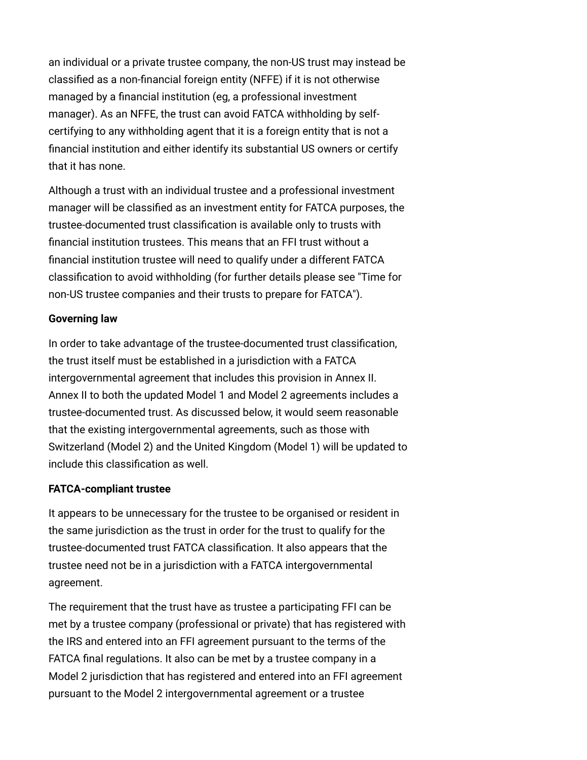an individual or a private trustee company, the non-US trust may instead be classified as a non-financial foreign entity (NFFE) if it is not otherwise managed by a financial institution (eg, a professional investment manager). As an NFFE, the trust can avoid FATCA withholding by self-certifying to any withholding agent that it is a foreign entity that is not a financial institution and either identify its substantial US owners or certify that it has none.

Although a trust with an individual trustee and a professional investment manager will be classified as an investment entity for FATCA purposes, the trustee-documented trust classification is available only to trusts with financial institution trustees. This means that an FFI trust without a financial institution trustee will need to qualify under a different FATCA classification to avoid withholding (for further details please see "Time for non-US trustee companies and their trusts to prepare for FATCA").

**Governing law**

In order to take advantage of the trustee-documented trust classification, the trust itself must be established in a jurisdiction with a FATCA intergovernmental agreement that includes this provision in Annex II. Annex II to both the updated Model 1 and Model 2 agreements includes a trustee-documented trust. As discussed below, it would seem reasonable that the existing intergovernmental agreements, such as those with Switzerland (Model 2) and the United Kingdom (Model 1) will be updated to include this classification as well.

**FATCA-compliant trustee**

It appears to be unnecessary for the trustee to be organised or resident in the same jurisdiction as the trust in order for the trust to qualify for the trustee-documented trust FATCA classification. It also appears that the trustee need not be in a jurisdiction with a FATCA intergovernmental agreement.

The requirement that the trust have as trustee a participating FFI can be met by a trustee company (professional or private) that has registered with the IRS and entered into an FFI agreement pursuant to the terms of the FATCA final regulations. It also can be met by a trustee company in a Model 2 jurisdiction that has registered and entered into an FFI agreement pursuant to the Model 2 intergovernmental agreement or a trustee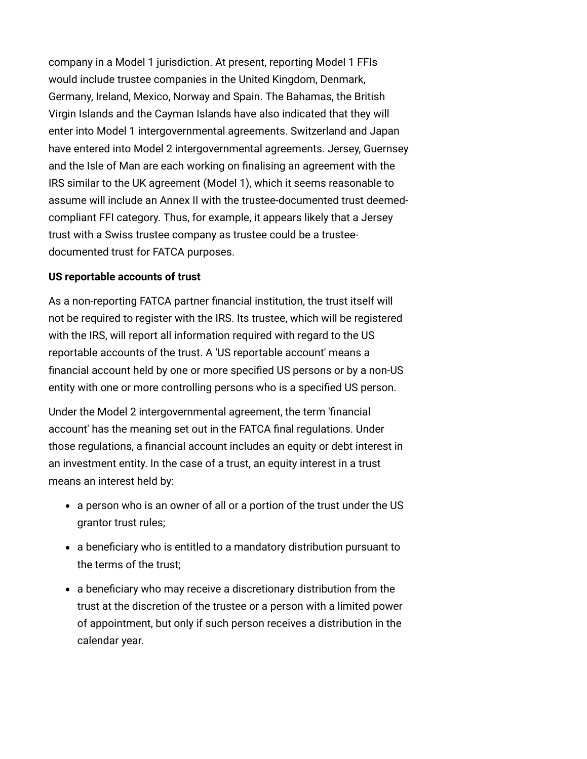company in a Model 1 jurisdiction. At present, reporting Model 1 FFIs would include trustee companies in the United Kingdom, Denmark, Germany, Ireland, Mexico, Norway and Spain. The Bahamas, the British Virgin Islands and the Cayman Islands have also indicated that they will enter into Model 1 intergovernmental agreements. Switzerland and Japan have entered into Model 2 intergovernmental agreements. Jersey, Guernsey and the Isle of Man are each working on finalising an agreement with the IRS similar to the UK agreement (Model 1), which it seems reasonable to assume will include an Annex II with the trustee-documented trust deemed-compliant FFI category. Thus, for example, it appears likely that a Jersey trust with a Swiss trustee company as trustee could be a trustee-documented trust for FATCA purposes.

**US reportable accounts of trust**

As a non-reporting FATCA partner financial institution, the trust itself will not be required to register with the IRS. Its trustee, which will be registered with the IRS, will report all information required with regard to the US reportable accounts of the trust. A 'US reportable account' means a financial account held by one or more specified US persons or by a non-US entity with one or more controlling persons who is a specified US person.

Under the Model 2 intergovernmental agreement, the term 'financial account' has the meaning set out in the FATCA final regulations. Under those regulations, a financial account includes an equity or debt interest in an investment entity. In the case of a trust, an equity interest in a trust means an interest held by:

- a person who is an owner of all or a portion of the trust under the US grantor trust rules;
- a beneficiary who is entitled to a mandatory distribution pursuant to the terms of the trust;
- a beneficiary who may receive a discretionary distribution from the trust at the discretion of the trustee or a person with a limited power of appointment, but only if such person receives a distribution in the calendar year.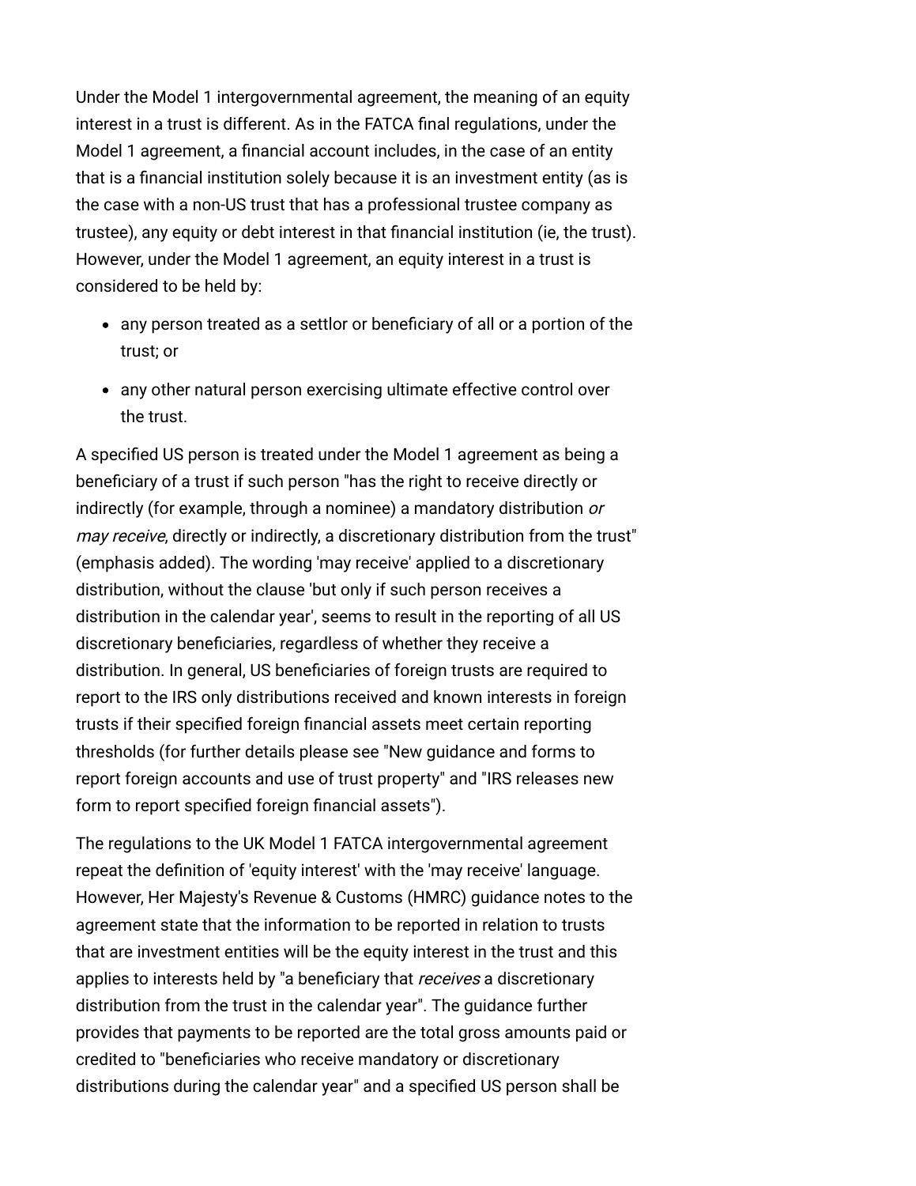Under the Model 1 intergovernmental agreement, the meaning of an equity interest in a trust is different. As in the FATCA final regulations, under the Model 1 agreement, a financial account includes, in the case of an entity that is a financial institution solely because it is an investment entity (as is the case with a non-US trust that has a professional trustee company as trustee), any equity or debt interest in that financial institution (ie, the trust). However, under the Model 1 agreement, an equity interest in a trust is considered to be held by:

- any person treated as a settlor or beneficiary of all or a portion of the trust; or
- any other natural person exercising ultimate effective control over the trust.

A specified US person is treated under the Model 1 agreement as being a beneficiary of a trust if such person "has the right to receive directly or indirectly (for example, through a nominee) a mandatory distribution *or may receive*, directly or indirectly, a discretionary distribution from the trust" (emphasis added). The wording 'may receive' applied to a discretionary distribution, without the clause 'but only if such person receives a distribution in the calendar year', seems to result in the reporting of all US discretionary beneficiaries, regardless of whether they receive a distribution. In general, US beneficiaries of foreign trusts are required to report to the IRS only distributions received and known interests in foreign trusts if their specified foreign financial assets meet certain reporting thresholds (for further details please see "New guidance and forms to report foreign accounts and use of trust property" and "IRS releases new form to report specified foreign financial assets").

The regulations to the UK Model 1 FATCA intergovernmental agreement repeat the definition of 'equity interest' with the 'may receive' language. However, Her Majesty's Revenue & Customs (HMRC) guidance notes to the agreement state that the information to be reported in relation to trusts that are investment entities will be the equity interest in the trust and this applies to interests held by "a beneficiary that *receives* a discretionary distribution from the trust in the calendar year". The guidance further provides that payments to be reported are the total gross amounts paid or credited to "beneficiaries who receive mandatory or discretionary distributions during the calendar year" and a specified US person shall be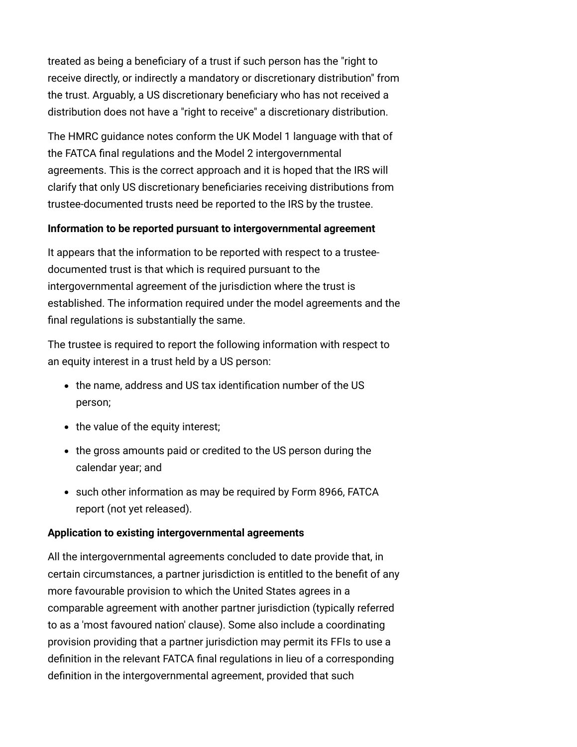treated as being a beneficiary of a trust if such person has the "right to receive directly, or indirectly a mandatory or discretionary distribution" from the trust. Arguably, a US discretionary beneficiary who has not received a distribution does not have a "right to receive" a discretionary distribution.

The HMRC guidance notes conform the UK Model 1 language with that of the FATCA final regulations and the Model 2 intergovernmental agreements. This is the correct approach and it is hoped that the IRS will clarify that only US discretionary beneficiaries receiving distributions from trustee-documented trusts need be reported to the IRS by the trustee.

**Information to be reported pursuant to intergovernmental agreement**

It appears that the information to be reported with respect to a trustee-documented trust is that which is required pursuant to the intergovernmental agreement of the jurisdiction where the trust is established. The information required under the model agreements and the final regulations is substantially the same.

The trustee is required to report the following information with respect to an equity interest in a trust held by a US person:

- the name, address and US tax identification number of the US person;
- the value of the equity interest;
- the gross amounts paid or credited to the US person during the calendar year; and
- such other information as may be required by Form 8966, FATCA report (not yet released).

**Application to existing intergovernmental agreements**

All the intergovernmental agreements concluded to date provide that, in certain circumstances, a partner jurisdiction is entitled to the benefit of any more favourable provision to which the United States agrees in a comparable agreement with another partner jurisdiction (typically referred to as a 'most favoured nation' clause). Some also include a coordinating provision providing that a partner jurisdiction may permit its FFIs to use a definition in the relevant FATCA final regulations in lieu of a corresponding definition in the intergovernmental agreement, provided that such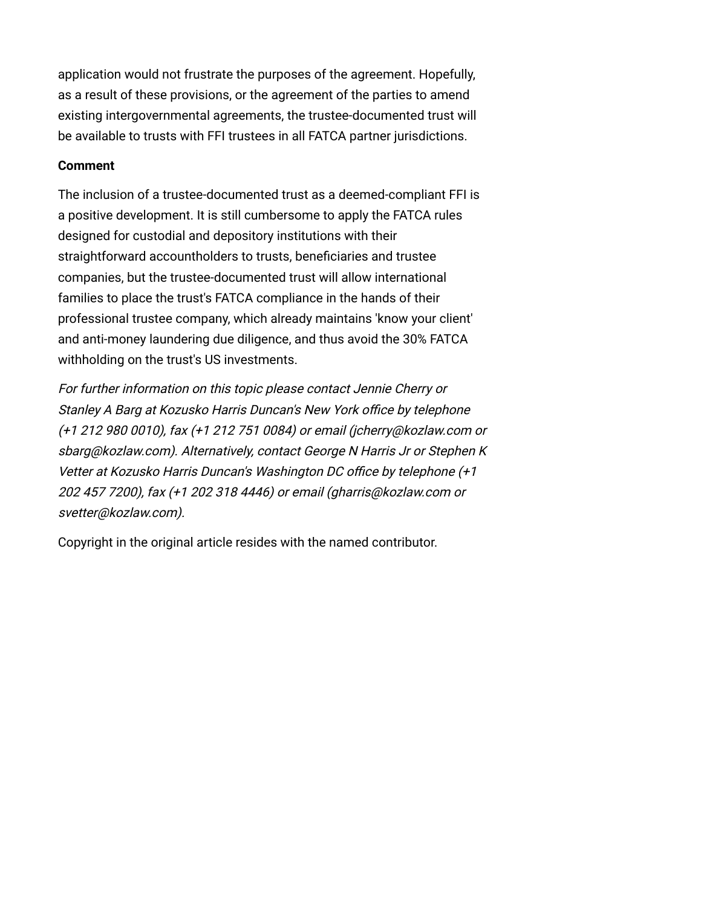application would not frustrate the purposes of the agreement. Hopefully, as a result of these provisions, or the agreement of the parties to amend existing intergovernmental agreements, the trustee-documented trust will be available to trusts with FFI trustees in all FATCA partner jurisdictions.

**Comment**

The inclusion of a trustee-documented trust as a deemed-compliant FFI is a positive development. It is still cumbersome to apply the FATCA rules designed for custodial and depository institutions with their straightforward accountholders to trusts, beneficiaries and trustee companies, but the trustee-documented trust will allow international families to place the trust's FATCA compliance in the hands of their professional trustee company, which already maintains 'know your client' and anti-money laundering due diligence, and thus avoid the 30% FATCA withholding on the trust's US investments.

*For further information on this topic please contact Jennie Cherry or Stanley A Barg at Kozusko Harris Duncan's New York office by telephone (+1 212 980 0010), fax (+1 212 751 0084) or email (jcherry@kozlaw.com or sbarg@kozlaw.com). Alternatively, contact George N Harris Jr or Stephen K Vetter at Kozusko Harris Duncan's Washington DC office by telephone (+1 202 457 7200), fax (+1 202 318 4446) or email (gharris@kozlaw.com or svetter@kozlaw.com).*

Copyright in the original article resides with the named contributor.